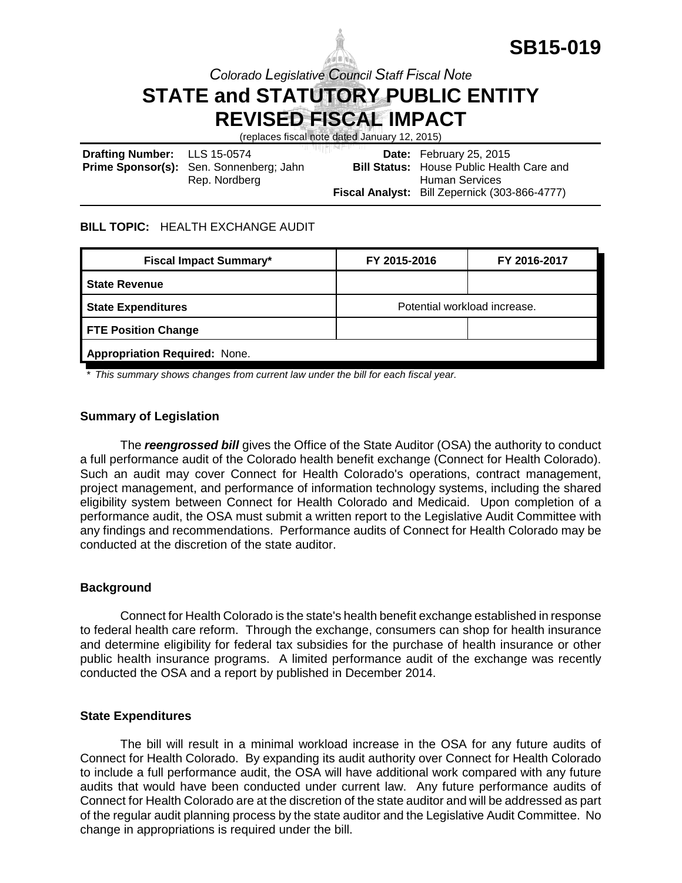# SB15-019

*Colorado Legislative Council Staff Fiscal Note*

# STATE and STATUTORY PUBLIC ENTITY REVISED FISCAL IMPACT

(replaces fiscal note dated January 12, 2015)

**Drafting Number:** LLS 15-0574
**Prime Sponsor(s):** Sen. Sonnenberg; Jahn
Rep. Nordberg

**Date:** February 25, 2015
**Bill Status:** House Public Health Care and Human Services
**Fiscal Analyst:** Bill Zepernick (303-866-4777)

**BILL TOPIC:** HEALTH EXCHANGE AUDIT

| Fiscal Impact Summary* | FY 2015-2016 | FY 2016-2017 |
| --- | --- | --- |
| **State Revenue** | | |
| **State Expenditures** | Potential workload increase. | |
| **FTE Position Change** | | |
| **Appropriation Required:** None. | | |

*\* This summary shows changes from current law under the bill for each fiscal year.*

### Summary of Legislation

The ***reengrossed bill*** gives the Office of the State Auditor (OSA) the authority to conduct a full performance audit of the Colorado health benefit exchange (Connect for Health Colorado). Such an audit may cover Connect for Health Colorado's operations, contract management, project management, and performance of information technology systems, including the shared eligibility system between Connect for Health Colorado and Medicaid. Upon completion of a performance audit, the OSA must submit a written report to the Legislative Audit Committee with any findings and recommendations. Performance audits of Connect for Health Colorado may be conducted at the discretion of the state auditor.

### Background

Connect for Health Colorado is the state's health benefit exchange established in response to federal health care reform. Through the exchange, consumers can shop for health insurance and determine eligibility for federal tax subsidies for the purchase of health insurance or other public health insurance programs. A limited performance audit of the exchange was recently conducted the OSA and a report by published in December 2014.

### State Expenditures

The bill will result in a minimal workload increase in the OSA for any future audits of Connect for Health Colorado. By expanding its audit authority over Connect for Health Colorado to include a full performance audit, the OSA will have additional work compared with any future audits that would have been conducted under current law. Any future performance audits of Connect for Health Colorado are at the discretion of the state auditor and will be addressed as part of the regular audit planning process by the state auditor and the Legislative Audit Committee. No change in appropriations is required under the bill.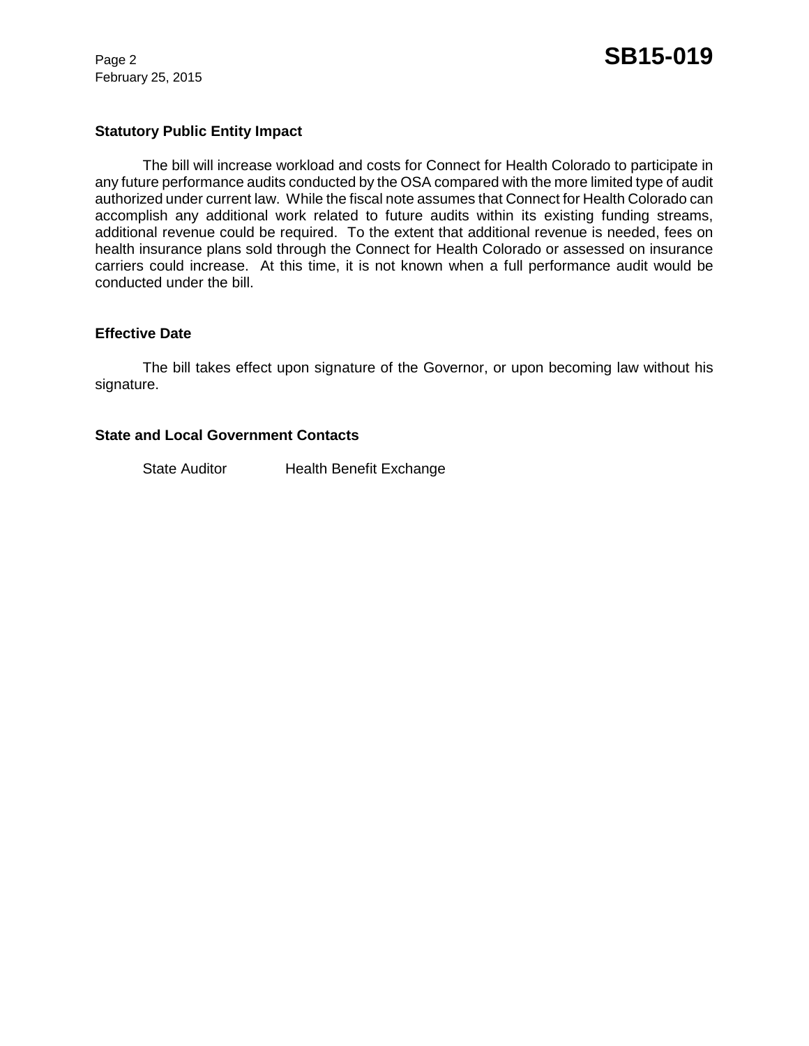### Statutory Public Entity Impact

The bill will increase workload and costs for Connect for Health Colorado to participate in any future performance audits conducted by the OSA compared with the more limited type of audit authorized under current law. While the fiscal note assumes that Connect for Health Colorado can accomplish any additional work related to future audits within its existing funding streams, additional revenue could be required. To the extent that additional revenue is needed, fees on health insurance plans sold through the Connect for Health Colorado or assessed on insurance carriers could increase. At this time, it is not known when a full performance audit would be conducted under the bill.

### Effective Date

The bill takes effect upon signature of the Governor, or upon becoming law without his signature.

### State and Local Government Contacts

State Auditor  Health Benefit Exchange